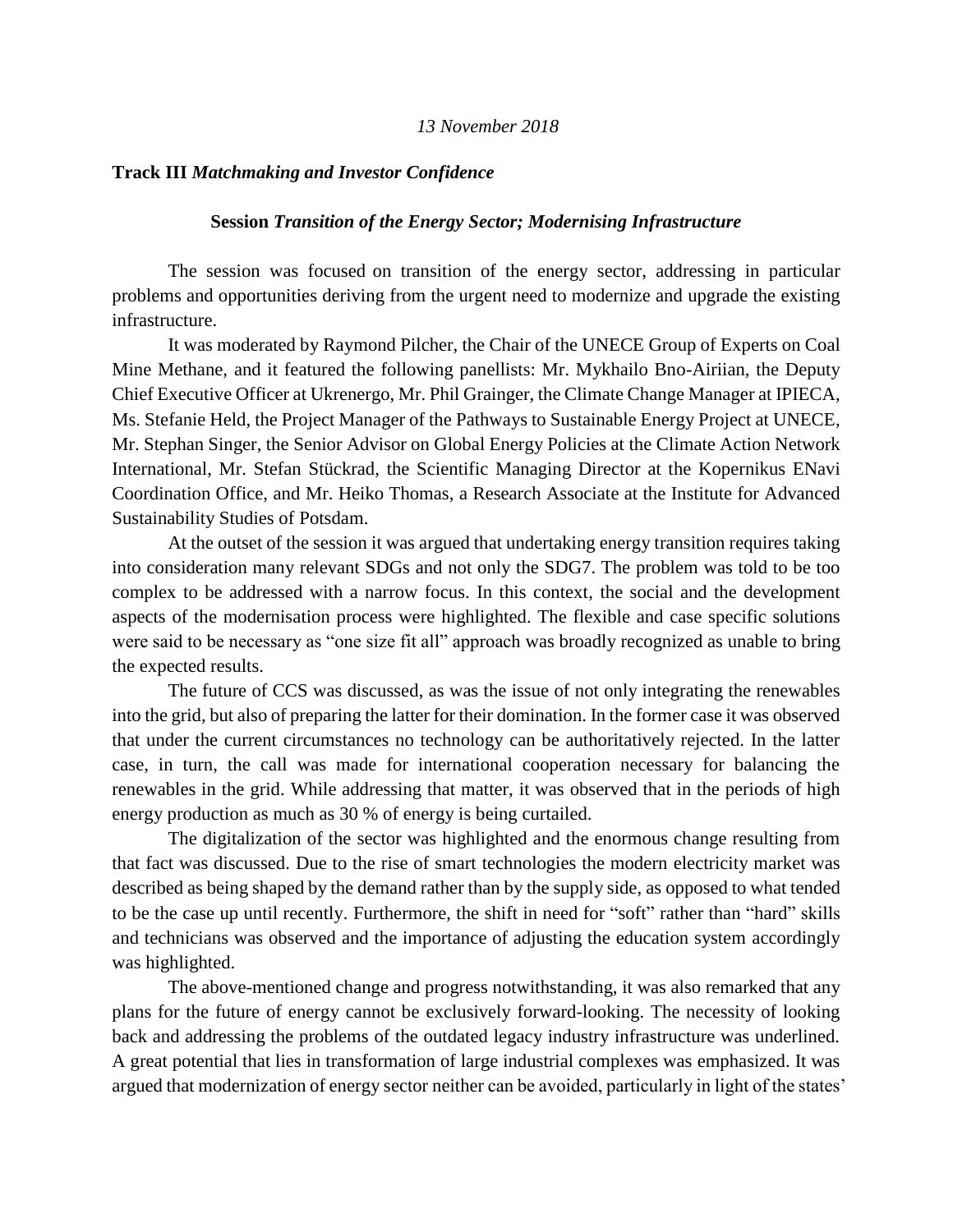*13 November 2018*

**Track III** ***Matchmaking and Investor Confidence***

**Session** ***Transition of the Energy Sector; Modernising Infrastructure***

The session was focused on transition of the energy sector, addressing in particular problems and opportunities deriving from the urgent need to modernize and upgrade the existing infrastructure.

It was moderated by Raymond Pilcher, the Chair of the UNECE Group of Experts on Coal Mine Methane, and it featured the following panellists: Mr. Mykhailo Bno-Airiian, the Deputy Chief Executive Officer at Ukrenergo, Mr. Phil Grainger, the Climate Change Manager at IPIECA, Ms. Stefanie Held, the Project Manager of the Pathways to Sustainable Energy Project at UNECE, Mr. Stephan Singer, the Senior Advisor on Global Energy Policies at the Climate Action Network International, Mr. Stefan Stückrad, the Scientific Managing Director at the Kopernikus ENavi Coordination Office, and Mr. Heiko Thomas, a Research Associate at the Institute for Advanced Sustainability Studies of Potsdam.

At the outset of the session it was argued that undertaking energy transition requires taking into consideration many relevant SDGs and not only the SDG7. The problem was told to be too complex to be addressed with a narrow focus. In this context, the social and the development aspects of the modernisation process were highlighted. The flexible and case specific solutions were said to be necessary as "one size fit all" approach was broadly recognized as unable to bring the expected results.

The future of CCS was discussed, as was the issue of not only integrating the renewables into the grid, but also of preparing the latter for their domination. In the former case it was observed that under the current circumstances no technology can be authoritatively rejected. In the latter case, in turn, the call was made for international cooperation necessary for balancing the renewables in the grid. While addressing that matter, it was observed that in the periods of high energy production as much as 30 % of energy is being curtailed.

The digitalization of the sector was highlighted and the enormous change resulting from that fact was discussed. Due to the rise of smart technologies the modern electricity market was described as being shaped by the demand rather than by the supply side, as opposed to what tended to be the case up until recently. Furthermore, the shift in need for "soft" rather than "hard" skills and technicians was observed and the importance of adjusting the education system accordingly was highlighted.

The above-mentioned change and progress notwithstanding, it was also remarked that any plans for the future of energy cannot be exclusively forward-looking. The necessity of looking back and addressing the problems of the outdated legacy industry infrastructure was underlined. A great potential that lies in transformation of large industrial complexes was emphasized. It was argued that modernization of energy sector neither can be avoided, particularly in light of the states'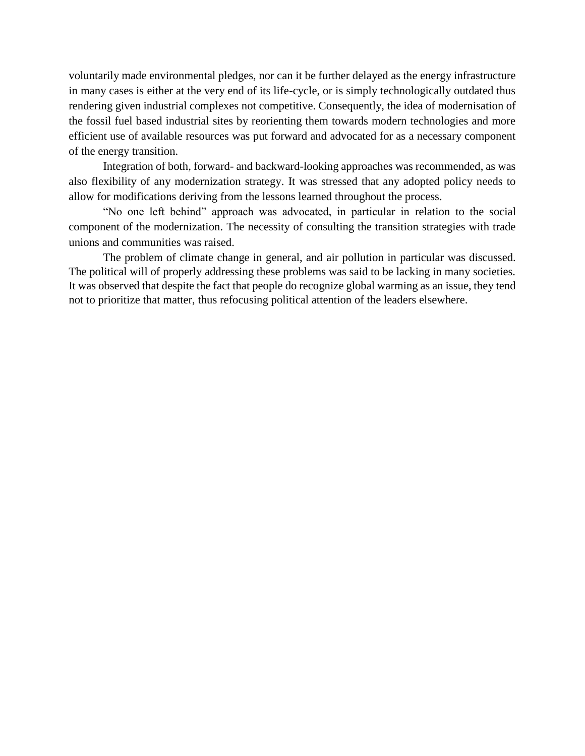voluntarily made environmental pledges, nor can it be further delayed as the energy infrastructure in many cases is either at the very end of its life-cycle, or is simply technologically outdated thus rendering given industrial complexes not competitive. Consequently, the idea of modernisation of the fossil fuel based industrial sites by reorienting them towards modern technologies and more efficient use of available resources was put forward and advocated for as a necessary component of the energy transition.

Integration of both, forward- and backward-looking approaches was recommended, as was also flexibility of any modernization strategy. It was stressed that any adopted policy needs to allow for modifications deriving from the lessons learned throughout the process.

"No one left behind" approach was advocated, in particular in relation to the social component of the modernization. The necessity of consulting the transition strategies with trade unions and communities was raised.

The problem of climate change in general, and air pollution in particular was discussed. The political will of properly addressing these problems was said to be lacking in many societies. It was observed that despite the fact that people do recognize global warming as an issue, they tend not to prioritize that matter, thus refocusing political attention of the leaders elsewhere.